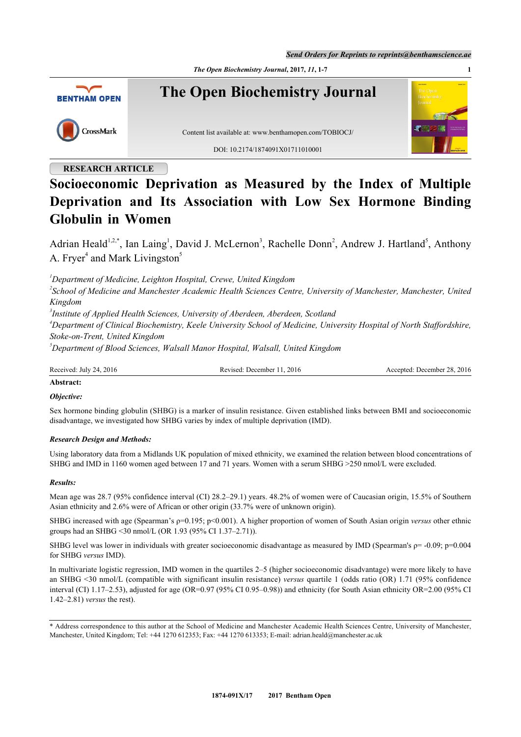RESEARCH ARTICLE

# Socioeconomic Deprivation as Measured by the Index of Multiple Deprivation and Its Association with Low Sex Hormone Binding Globulin in Women

Adrian Heald[1,2,*], Ian Laing[1], David J. McLernon[3], Rachelle Donn[2], Andrew J. Hartland[5], Anthony A. Fryer[4] and Mark Livingston[5]

[1]*Department of Medicine, Leighton Hospital, Crewe, United Kingdom*
[2]*School of Medicine and Manchester Academic Health Sciences Centre, University of Manchester, Manchester, United Kingdom*
[3]*Institute of Applied Health Sciences, University of Aberdeen, Aberdeen, Scotland*
[4]*Department of Clinical Biochemistry, Keele University School of Medicine, University Hospital of North Staffordshire, Stoke-on-Trent, United Kingdom*
[5]*Department of Blood Sciences, Walsall Manor Hospital, Walsall, United Kingdom*

Received: July 24, 2016 Revised: December 11, 2016 Accepted: December 28, 2016

**Abstract:**

***Objective:***

Sex hormone binding globulin (SHBG) is a marker of insulin resistance. Given established links between BMI and socioeconomic disadvantage, we investigated how SHBG varies by index of multiple deprivation (IMD).

***Research Design and Methods:***

Using laboratory data from a Midlands UK population of mixed ethnicity, we examined the relation between blood concentrations of SHBG and IMD in 1160 women aged between 17 and 71 years. Women with a serum SHBG >250 nmol/L were excluded.

***Results:***

Mean age was 28.7 (95% confidence interval (CI) 28.2–29.1) years. 48.2% of women were of Caucasian origin, 15.5% of Southern Asian ethnicity and 2.6% were of African or other origin (33.7% were of unknown origin).

SHBG increased with age (Spearman's $\rho$=0.195; p<0.001). A higher proportion of women of South Asian origin *versus* other ethnic groups had an SHBG <30 nmol/L (OR 1.93 (95% CI 1.37–2.71)).

SHBG level was lower in individuals with greater socioeconomic disadvantage as measured by IMD (Spearman's $\rho$= -0.09; p=0.004 for SHBG *versus* IMD).

In multivariate logistic regression, IMD women in the quartiles 2–5 (higher socioeconomic disadvantage) were more likely to have an SHBG <30 nmol/L (compatible with significant insulin resistance) *versus* quartile 1 (odds ratio (OR) 1.71 (95% confidence interval (CI) 1.17–2.53), adjusted for age (OR=0.97 (95% CI 0.95–0.98)) and ethnicity (for South Asian ethnicity OR=2.00 (95% CI 1.42–2.81) *versus* the rest).

\* Address correspondence to this author at the School of Medicine and Manchester Academic Health Sciences Centre, University of Manchester, Manchester, United Kingdom; Tel: +44 1270 612353; Fax: +44 1270 613353; E-mail: adrian.heald@manchester.ac.uk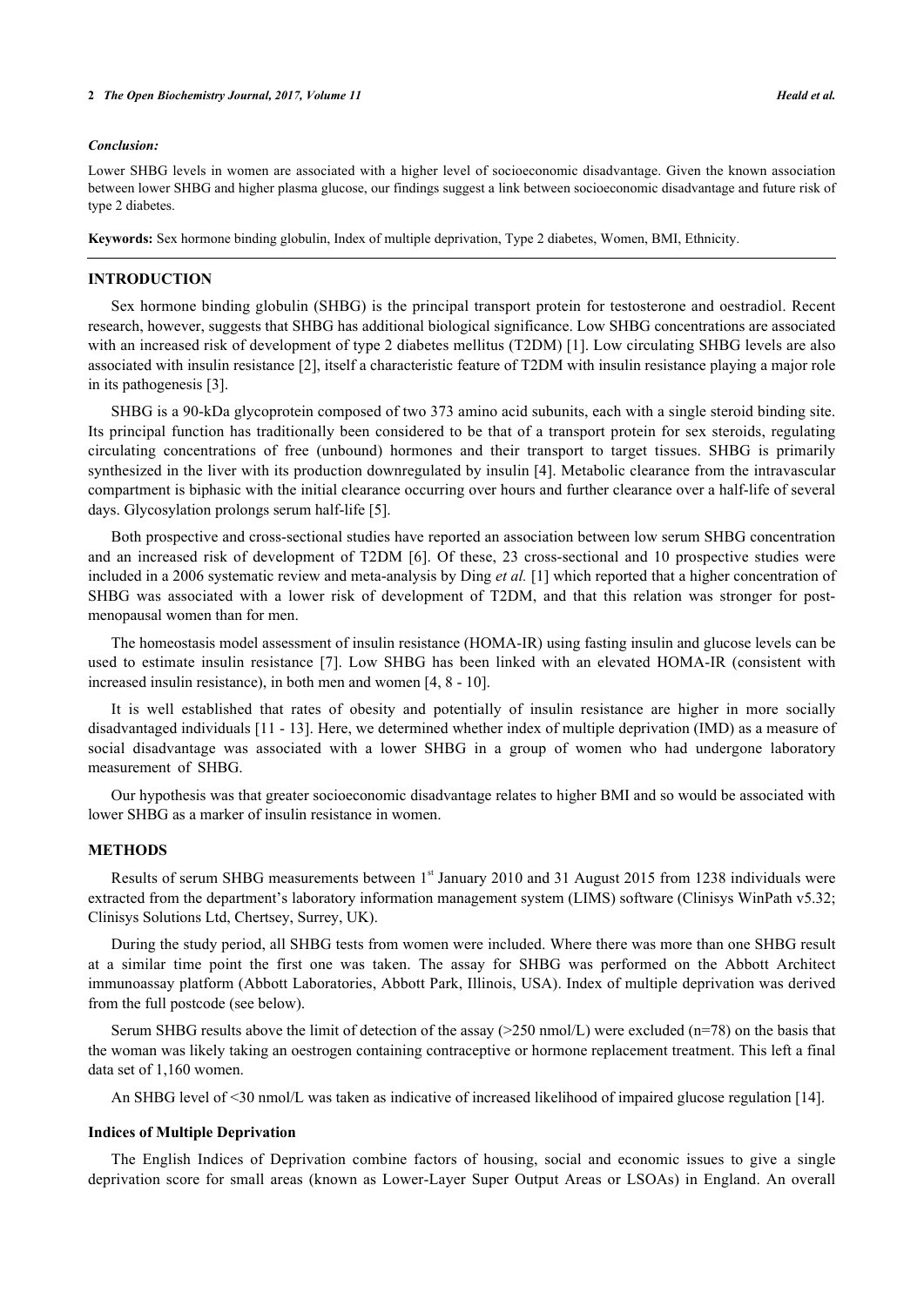***Conclusion:***

Lower SHBG levels in women are associated with a higher level of socioeconomic disadvantage. Given the known association between lower SHBG and higher plasma glucose, our findings suggest a link between socioeconomic disadvantage and future risk of type 2 diabetes.

**Keywords:** Sex hormone binding globulin, Index of multiple deprivation, Type 2 diabetes, Women, BMI, Ethnicity.

## INTRODUCTION

Sex hormone binding globulin (SHBG) is the principal transport protein for testosterone and oestradiol. Recent research, however, suggests that SHBG has additional biological significance. Low SHBG concentrations are associated with an increased risk of development of type 2 diabetes mellitus (T2DM) [1]. Low circulating SHBG levels are also associated with insulin resistance [2], itself a characteristic feature of T2DM with insulin resistance playing a major role in its pathogenesis [3].

SHBG is a 90-kDa glycoprotein composed of two 373 amino acid subunits, each with a single steroid binding site. Its principal function has traditionally been considered to be that of a transport protein for sex steroids, regulating circulating concentrations of free (unbound) hormones and their transport to target tissues. SHBG is primarily synthesized in the liver with its production downregulated by insulin [4]. Metabolic clearance from the intravascular compartment is biphasic with the initial clearance occurring over hours and further clearance over a half-life of several days. Glycosylation prolongs serum half-life [5].

Both prospective and cross-sectional studies have reported an association between low serum SHBG concentration and an increased risk of development of T2DM [6]. Of these, 23 cross-sectional and 10 prospective studies were included in a 2006 systematic review and meta-analysis by Ding *et al.* [1] which reported that a higher concentration of SHBG was associated with a lower risk of development of T2DM, and that this relation was stronger for post-menopausal women than for men.

The homeostasis model assessment of insulin resistance (HOMA-IR) using fasting insulin and glucose levels can be used to estimate insulin resistance [7]. Low SHBG has been linked with an elevated HOMA-IR (consistent with increased insulin resistance), in both men and women [4, 8 - 10].

It is well established that rates of obesity and potentially of insulin resistance are higher in more socially disadvantaged individuals [11 - 13]. Here, we determined whether index of multiple deprivation (IMD) as a measure of social disadvantage was associated with a lower SHBG in a group of women who had undergone laboratory measurement of SHBG.

Our hypothesis was that greater socioeconomic disadvantage relates to higher BMI and so would be associated with lower SHBG as a marker of insulin resistance in women.

## METHODS

Results of serum SHBG measurements between 1st January 2010 and 31 August 2015 from 1238 individuals were extracted from the department's laboratory information management system (LIMS) software (Clinisys WinPath v5.32; Clinisys Solutions Ltd, Chertsey, Surrey, UK).

During the study period, all SHBG tests from women were included. Where there was more than one SHBG result at a similar time point the first one was taken. The assay for SHBG was performed on the Abbott Architect immunoassay platform (Abbott Laboratories, Abbott Park, Illinois, USA). Index of multiple deprivation was derived from the full postcode (see below).

Serum SHBG results above the limit of detection of the assay (>250 nmol/L) were excluded (n=78) on the basis that the woman was likely taking an oestrogen containing contraceptive or hormone replacement treatment. This left a final data set of 1,160 women.

An SHBG level of <30 nmol/L was taken as indicative of increased likelihood of impaired glucose regulation [14].

### Indices of Multiple Deprivation

The English Indices of Deprivation combine factors of housing, social and economic issues to give a single deprivation score for small areas (known as Lower-Layer Super Output Areas or LSOAs) in England. An overall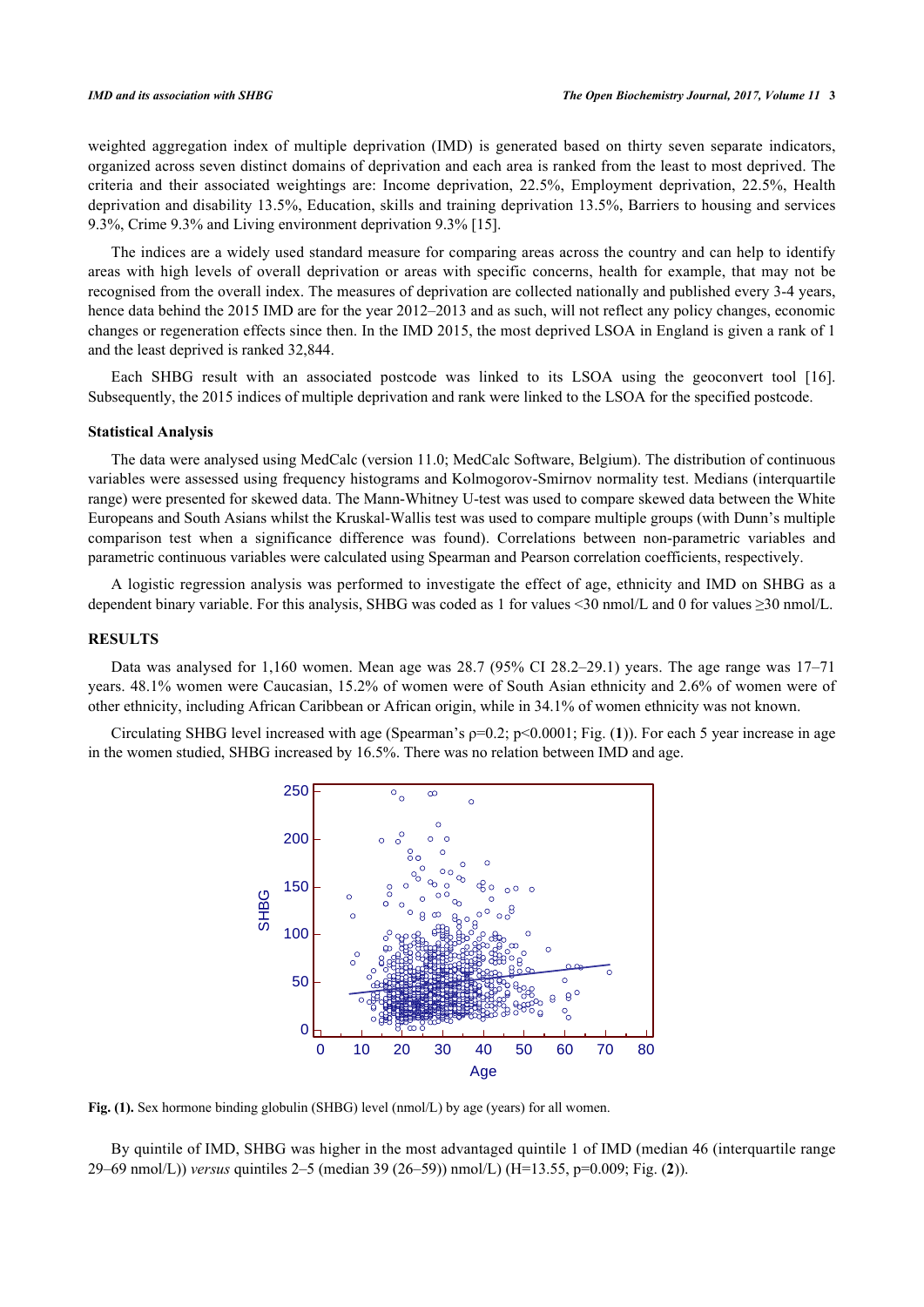weighted aggregation index of multiple deprivation (IMD) is generated based on thirty seven separate indicators, organized across seven distinct domains of deprivation and each area is ranked from the least to most deprived. The criteria and their associated weightings are: Income deprivation, 22.5%, Employment deprivation, 22.5%, Health deprivation and disability 13.5%, Education, skills and training deprivation 13.5%, Barriers to housing and services 9.3%, Crime 9.3% and Living environment deprivation 9.3% [15].

The indices are a widely used standard measure for comparing areas across the country and can help to identify areas with high levels of overall deprivation or areas with specific concerns, health for example, that may not be recognised from the overall index. The measures of deprivation are collected nationally and published every 3-4 years, hence data behind the 2015 IMD are for the year 2012–2013 and as such, will not reflect any policy changes, economic changes or regeneration effects since then. In the IMD 2015, the most deprived LSOA in England is given a rank of 1 and the least deprived is ranked 32,844.

Each SHBG result with an associated postcode was linked to its LSOA using the geoconvert tool [16]. Subsequently, the 2015 indices of multiple deprivation and rank were linked to the LSOA for the specified postcode.

### Statistical Analysis

The data were analysed using MedCalc (version 11.0; MedCalc Software, Belgium). The distribution of continuous variables were assessed using frequency histograms and Kolmogorov-Smirnov normality test. Medians (interquartile range) were presented for skewed data. The Mann-Whitney U-test was used to compare skewed data between the White Europeans and South Asians whilst the Kruskal-Wallis test was used to compare multiple groups (with Dunn's multiple comparison test when a significance difference was found). Correlations between non-parametric variables and parametric continuous variables were calculated using Spearman and Pearson correlation coefficients, respectively.

A logistic regression analysis was performed to investigate the effect of age, ethnicity and IMD on SHBG as a dependent binary variable. For this analysis, SHBG was coded as 1 for values <30 nmol/L and 0 for values ≥30 nmol/L.

## RESULTS

Data was analysed for 1,160 women. Mean age was 28.7 (95% CI 28.2–29.1) years. The age range was 17–71 years. 48.1% women were Caucasian, 15.2% of women were of South Asian ethnicity and 2.6% of women were of other ethnicity, including African Caribbean or African origin, while in 34.1% of women ethnicity was not known.

Circulating SHBG level increased with age (Spearman's $\rho$=0.2; $p$<0.0001; Fig. (**1**)). For each 5 year increase in age in the women studied, SHBG increased by 16.5%. There was no relation between IMD and age.

**Fig. (1).** Sex hormone binding globulin (SHBG) level (nmol/L) by age (years) for all women.

By quintile of IMD, SHBG was higher in the most advantaged quintile 1 of IMD (median 46 (interquartile range 29–69 nmol/L)) *versus* quintiles 2–5 (median 39 (26–59)) nmol/L) (H=13.55, $p$=0.009; Fig. (**2**)).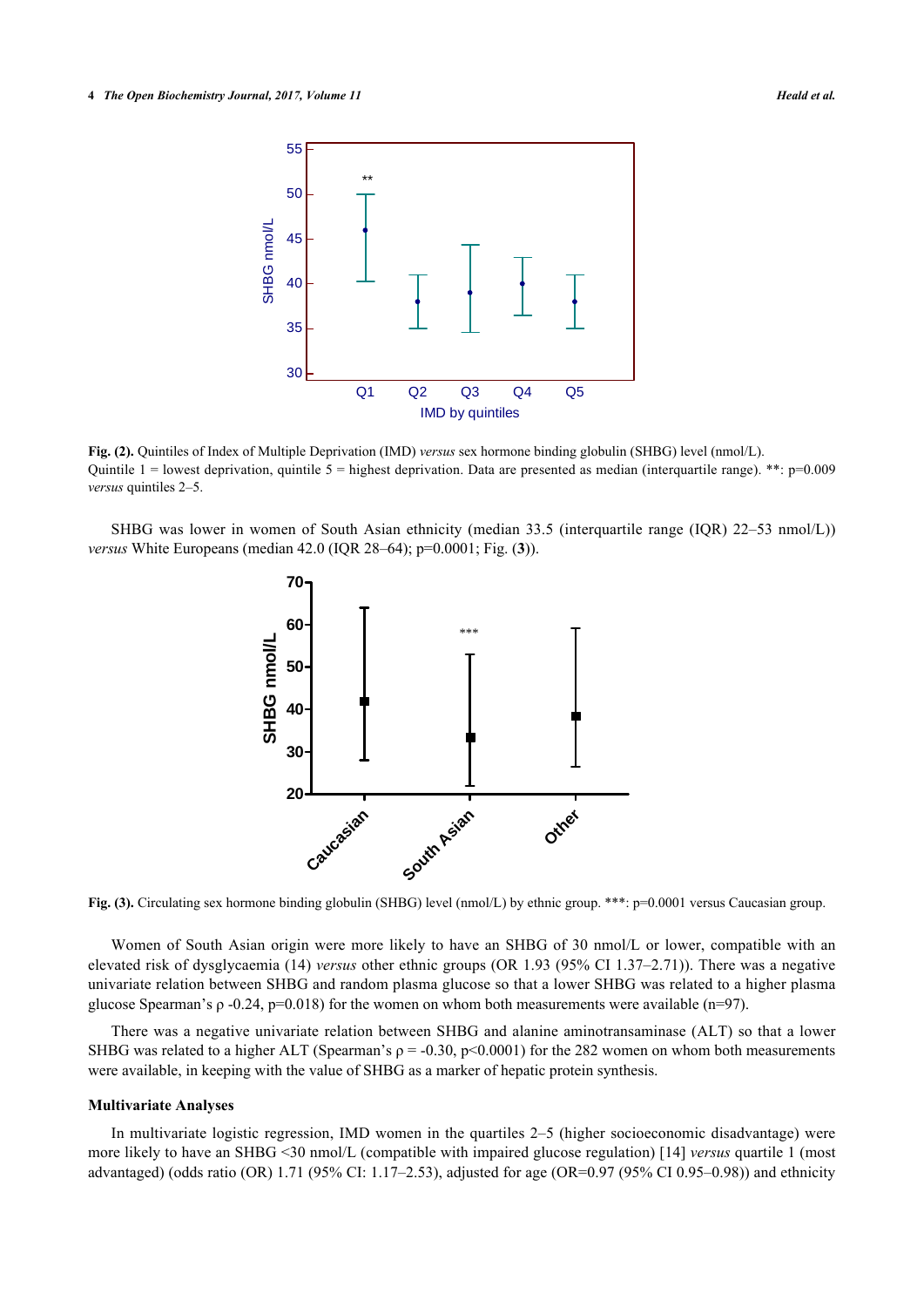**Fig. (2).** Quintiles of Index of Multiple Deprivation (IMD) *versus* sex hormone binding globulin (SHBG) level (nmol/L). Quintile 1 = lowest deprivation, quintile 5 = highest deprivation. Data are presented as median (interquartile range). **: p=0.009 *versus* quintiles 2–5.

SHBG was lower in women of South Asian ethnicity (median 33.5 (interquartile range (IQR) 22–53 nmol/L)) *versus* White Europeans (median 42.0 (IQR 28–64); p=0.0001; Fig. (**3**)).

**Fig. (3).** Circulating sex hormone binding globulin (SHBG) level (nmol/L) by ethnic group. ***: p=0.0001 versus Caucasian group.

Women of South Asian origin were more likely to have an SHBG of 30 nmol/L or lower, compatible with an elevated risk of dysglycaemia (14) *versus* other ethnic groups (OR 1.93 (95% CI 1.37–2.71)). There was a negative univariate relation between SHBG and random plasma glucose so that a lower SHBG was related to a higher plasma glucose Spearman's ρ -0.24, p=0.018) for the women on whom both measurements were available (n=97).

There was a negative univariate relation between SHBG and alanine aminotransaminase (ALT) so that a lower SHBG was related to a higher ALT (Spearman's ρ = -0.30, p<0.0001) for the 282 women on whom both measurements were available, in keeping with the value of SHBG as a marker of hepatic protein synthesis.

### Multivariate Analyses

In multivariate logistic regression, IMD women in the quartiles 2–5 (higher socioeconomic disadvantage) were more likely to have an SHBG <30 nmol/L (compatible with impaired glucose regulation) [14] *versus* quartile 1 (most advantaged) (odds ratio (OR) 1.71 (95% CI: 1.17–2.53), adjusted for age (OR=0.97 (95% CI 0.95–0.98)) and ethnicity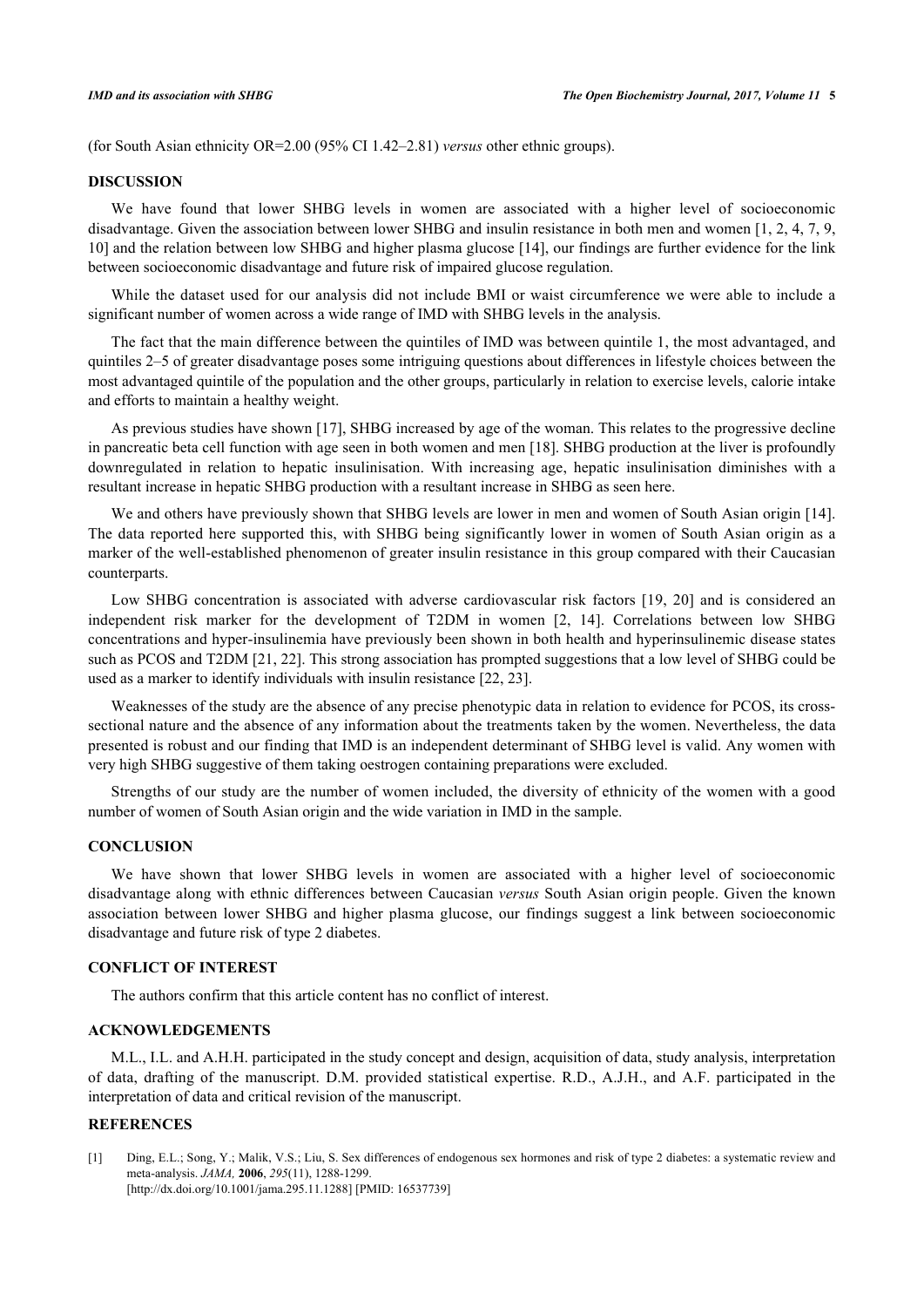(for South Asian ethnicity OR=2.00 (95% CI 1.42–2.81) *versus* other ethnic groups).

## DISCUSSION

We have found that lower SHBG levels in women are associated with a higher level of socioeconomic disadvantage. Given the association between lower SHBG and insulin resistance in both men and women [1, 2, 4, 7, 9, 10] and the relation between low SHBG and higher plasma glucose [14], our findings are further evidence for the link between socioeconomic disadvantage and future risk of impaired glucose regulation.

While the dataset used for our analysis did not include BMI or waist circumference we were able to include a significant number of women across a wide range of IMD with SHBG levels in the analysis.

The fact that the main difference between the quintiles of IMD was between quintile 1, the most advantaged, and quintiles 2–5 of greater disadvantage poses some intriguing questions about differences in lifestyle choices between the most advantaged quintile of the population and the other groups, particularly in relation to exercise levels, calorie intake and efforts to maintain a healthy weight.

As previous studies have shown [17], SHBG increased by age of the woman. This relates to the progressive decline in pancreatic beta cell function with age seen in both women and men [18]. SHBG production at the liver is profoundly downregulated in relation to hepatic insulinisation. With increasing age, hepatic insulinisation diminishes with a resultant increase in hepatic SHBG production with a resultant increase in SHBG as seen here.

We and others have previously shown that SHBG levels are lower in men and women of South Asian origin [14]. The data reported here supported this, with SHBG being significantly lower in women of South Asian origin as a marker of the well-established phenomenon of greater insulin resistance in this group compared with their Caucasian counterparts.

Low SHBG concentration is associated with adverse cardiovascular risk factors [19, 20] and is considered an independent risk marker for the development of T2DM in women [2, 14]. Correlations between low SHBG concentrations and hyper-insulinemia have previously been shown in both health and hyperinsulinemic disease states such as PCOS and T2DM [21, 22]. This strong association has prompted suggestions that a low level of SHBG could be used as a marker to identify individuals with insulin resistance [22, 23].

Weaknesses of the study are the absence of any precise phenotypic data in relation to evidence for PCOS, its cross-sectional nature and the absence of any information about the treatments taken by the women. Nevertheless, the data presented is robust and our finding that IMD is an independent determinant of SHBG level is valid. Any women with very high SHBG suggestive of them taking oestrogen containing preparations were excluded.

Strengths of our study are the number of women included, the diversity of ethnicity of the women with a good number of women of South Asian origin and the wide variation in IMD in the sample.

## CONCLUSION

We have shown that lower SHBG levels in women are associated with a higher level of socioeconomic disadvantage along with ethnic differences between Caucasian *versus* South Asian origin people. Given the known association between lower SHBG and higher plasma glucose, our findings suggest a link between socioeconomic disadvantage and future risk of type 2 diabetes.

## CONFLICT OF INTEREST

The authors confirm that this article content has no conflict of interest.

## ACKNOWLEDGEMENTS

M.L., I.L. and A.H.H. participated in the study concept and design, acquisition of data, study analysis, interpretation of data, drafting of the manuscript. D.M. provided statistical expertise. R.D., A.J.H., and A.F. participated in the interpretation of data and critical revision of the manuscript.

## REFERENCES

[1] Ding, E.L.; Song, Y.; Malik, V.S.; Liu, S. Sex differences of endogenous sex hormones and risk of type 2 diabetes: a systematic review and meta-analysis. *JAMA,* **2006**, *295*(11), 1288-1299. [http://dx.doi.org/10.1001/jama.295.11.1288] [PMID: 16537739]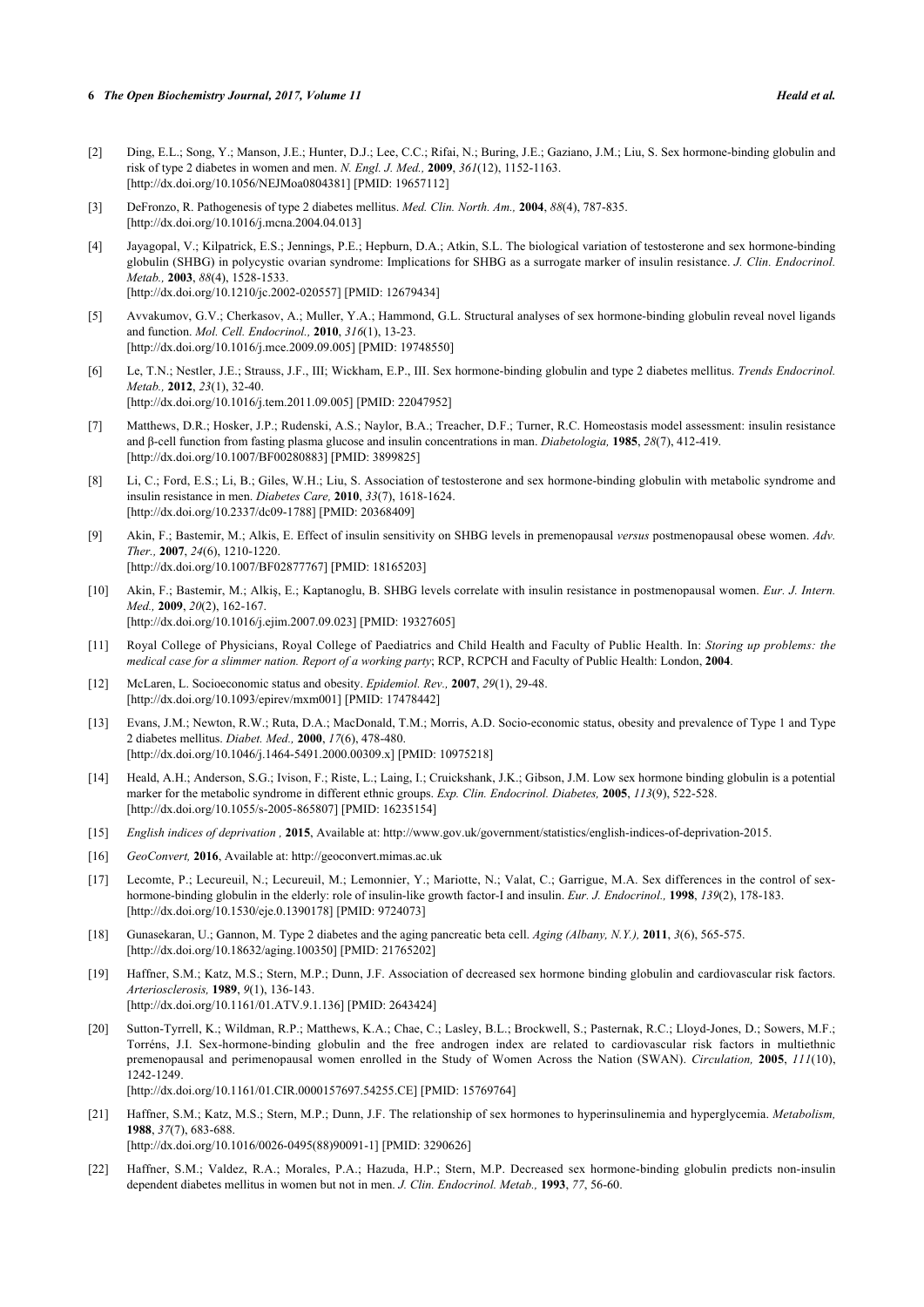[2] Ding, E.L.; Song, Y.; Manson, J.E.; Hunter, D.J.; Lee, C.C.; Rifai, N.; Buring, J.E.; Gaziano, J.M.; Liu, S. Sex hormone-binding globulin and risk of type 2 diabetes in women and men. *N. Engl. J. Med.,* **2009**, *361*(12), 1152-1163. [http://dx.doi.org/10.1056/NEJMoa0804381] [PMID: 19657112]

[3] DeFronzo, R. Pathogenesis of type 2 diabetes mellitus. *Med. Clin. North. Am.,* **2004**, *88*(4), 787-835. [http://dx.doi.org/10.1016/j.mcna.2004.04.013]

[4] Jayagopal, V.; Kilpatrick, E.S.; Jennings, P.E.; Hepburn, D.A.; Atkin, S.L. The biological variation of testosterone and sex hormone-binding globulin (SHBG) in polycystic ovarian syndrome: Implications for SHBG as a surrogate marker of insulin resistance. *J. Clin. Endocrinol. Metab.,* **2003**, *88*(4), 1528-1533. [http://dx.doi.org/10.1210/jc.2002-020557] [PMID: 12679434]

[5] Avvakumov, G.V.; Cherkasov, A.; Muller, Y.A.; Hammond, G.L. Structural analyses of sex hormone-binding globulin reveal novel ligands and function. *Mol. Cell. Endocrinol.,* **2010**, *316*(1), 13-23. [http://dx.doi.org/10.1016/j.mce.2009.09.005] [PMID: 19748550]

[6] Le, T.N.; Nestler, J.E.; Strauss, J.F., III; Wickham, E.P., III. Sex hormone-binding globulin and type 2 diabetes mellitus. *Trends Endocrinol. Metab.,* **2012**, *23*(1), 32-40. [http://dx.doi.org/10.1016/j.tem.2011.09.005] [PMID: 22047952]

[7] Matthews, D.R.; Hosker, J.P.; Rudenski, A.S.; Naylor, B.A.; Treacher, D.F.; Turner, R.C. Homeostasis model assessment: insulin resistance and β-cell function from fasting plasma glucose and insulin concentrations in man. *Diabetologia,* **1985**, *28*(7), 412-419. [http://dx.doi.org/10.1007/BF00280883] [PMID: 3899825]

[8] Li, C.; Ford, E.S.; Li, B.; Giles, W.H.; Liu, S. Association of testosterone and sex hormone-binding globulin with metabolic syndrome and insulin resistance in men. *Diabetes Care,* **2010**, *33*(7), 1618-1624. [http://dx.doi.org/10.2337/dc09-1788] [PMID: 20368409]

[9] Akin, F.; Bastemir, M.; Alkis, E. Effect of insulin sensitivity on SHBG levels in premenopausal *versus* postmenopausal obese women. *Adv. Ther.,* **2007**, *24*(6), 1210-1220. [http://dx.doi.org/10.1007/BF02877767] [PMID: 18165203]

[10] Akin, F.; Bastemir, M.; Alkiş, E.; Kaptanoglu, B. SHBG levels correlate with insulin resistance in postmenopausal women. *Eur. J. Intern. Med.,* **2009**, *20*(2), 162-167. [http://dx.doi.org/10.1016/j.ejim.2007.09.023] [PMID: 19327605]

[11] Royal College of Physicians, Royal College of Paediatrics and Child Health and Faculty of Public Health. In: *Storing up problems: the medical case for a slimmer nation. Report of a working party*; RCP, RCPCH and Faculty of Public Health: London, **2004**.

[12] McLaren, L. Socioeconomic status and obesity. *Epidemiol. Rev.,* **2007**, *29*(1), 29-48. [http://dx.doi.org/10.1093/epirev/mxm001] [PMID: 17478442]

[13] Evans, J.M.; Newton, R.W.; Ruta, D.A.; MacDonald, T.M.; Morris, A.D. Socio-economic status, obesity and prevalence of Type 1 and Type 2 diabetes mellitus. *Diabet. Med.,* **2000**, *17*(6), 478-480. [http://dx.doi.org/10.1046/j.1464-5491.2000.00309.x] [PMID: 10975218]

[14] Heald, A.H.; Anderson, S.G.; Ivison, F.; Riste, L.; Laing, I.; Cruickshank, J.K.; Gibson, J.M. Low sex hormone binding globulin is a potential marker for the metabolic syndrome in different ethnic groups. *Exp. Clin. Endocrinol. Diabetes,* **2005**, *113*(9), 522-528. [http://dx.doi.org/10.1055/s-2005-865807] [PMID: 16235154]

[15] *English indices of deprivation ,* **2015**, Available at: http://www.gov.uk/government/statistics/english-indices-of-deprivation-2015.

[16] *GeoConvert,* **2016**, Available at: http://geoconvert.mimas.ac.uk

[17] Lecomte, P.; Lecureuil, N.; Lecureuil, M.; Lemonnier, Y.; Mariotte, N.; Valat, C.; Garrigue, M.A. Sex differences in the control of sex-hormone-binding globulin in the elderly: role of insulin-like growth factor-I and insulin. *Eur. J. Endocrinol.,* **1998**, *139*(2), 178-183. [http://dx.doi.org/10.1530/eje.0.1390178] [PMID: 9724073]

[18] Gunasekaran, U.; Gannon, M. Type 2 diabetes and the aging pancreatic beta cell. *Aging (Albany, N.Y.),* **2011**, *3*(6), 565-575. [http://dx.doi.org/10.18632/aging.100350] [PMID: 21765202]

[19] Haffner, S.M.; Katz, M.S.; Stern, M.P.; Dunn, J.F. Association of decreased sex hormone binding globulin and cardiovascular risk factors. *Arteriosclerosis,* **1989**, *9*(1), 136-143. [http://dx.doi.org/10.1161/01.ATV.9.1.136] [PMID: 2643424]

[20] Sutton-Tyrrell, K.; Wildman, R.P.; Matthews, K.A.; Chae, C.; Lasley, B.L.; Brockwell, S.; Pasternak, R.C.; Lloyd-Jones, D.; Sowers, M.F.; Torréns, J.I. Sex-hormone-binding globulin and the free androgen index are related to cardiovascular risk factors in multiethnic premenopausal and perimenopausal women enrolled in the Study of Women Across the Nation (SWAN). *Circulation,* **2005**, *111*(10), 1242-1249. [http://dx.doi.org/10.1161/01.CIR.0000157697.54255.CE] [PMID: 15769764]

[21] Haffner, S.M.; Katz, M.S.; Stern, M.P.; Dunn, J.F. The relationship of sex hormones to hyperinsulinemia and hyperglycemia. *Metabolism,* **1988**, *37*(7), 683-688. [http://dx.doi.org/10.1016/0026-0495(88)90091-1] [PMID: 3290626]

[22] Haffner, S.M.; Valdez, R.A.; Morales, P.A.; Hazuda, H.P.; Stern, M.P. Decreased sex hormone-binding globulin predicts non-insulin dependent diabetes mellitus in women but not in men. *J. Clin. Endocrinol. Metab.,* **1993**, *77*, 56-60.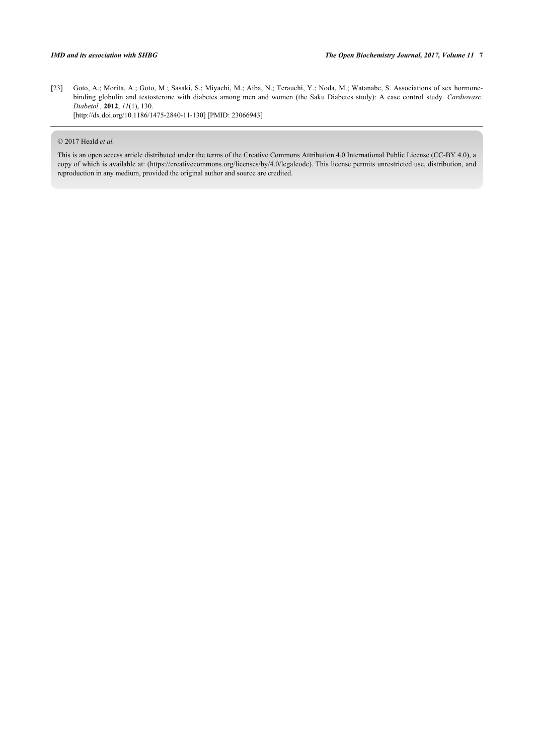[23] Goto, A.; Morita, A.; Goto, M.; Sasaki, S.; Miyachi, M.; Aiba, N.; Terauchi, Y.; Noda, M.; Watanabe, S. Associations of sex hormone-binding globulin and testosterone with diabetes among men and women (the Saku Diabetes study): A case control study. *Cardiovasc. Diabetol.,* **2012**, *11*(1), 130.
[http://dx.doi.org/10.1186/1475-2840-11-130] [PMID: 23066943]

---

© 2017 Heald *et al.*

This is an open access article distributed under the terms of the Creative Commons Attribution 4.0 International Public License (CC-BY 4.0), a copy of which is available at: (https://creativecommons.org/licenses/by/4.0/legalcode). This license permits unrestricted use, distribution, and reproduction in any medium, provided the original author and source are credited.